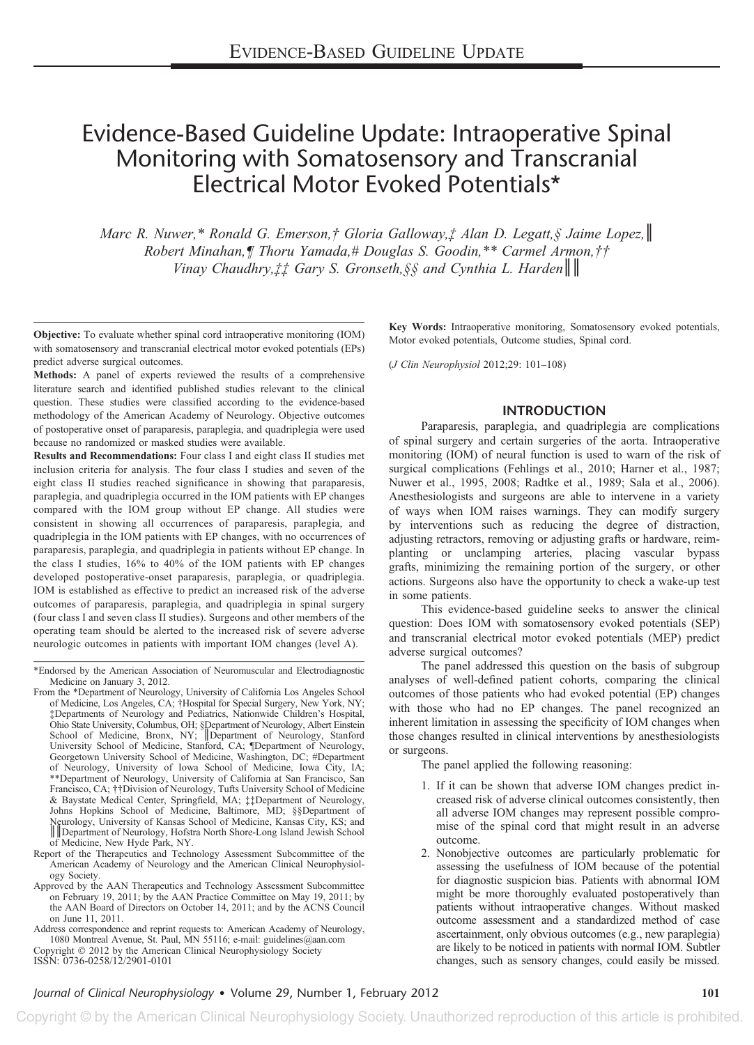# Evidence-Based Guideline Update: Intraoperative Spinal Monitoring with Somatosensory and Transcranial Electrical Motor Evoked Potentials*

*Marc R. Nuwer,\* Ronald G. Emerson,† Gloria Galloway,‡ Alan D. Legatt,§ Jaime Lopez,‖ Robert Minahan,¶ Thoru Yamada,# Douglas S. Goodin,\*\* Carmel Armon,†† Vinay Chaudhry,‡‡ Gary S. Gronseth,§§ and Cynthia L. Harden‖‖*

**Objective:** To evaluate whether spinal cord intraoperative monitoring (IOM) with somatosensory and transcranial electrical motor evoked potentials (EPs) predict adverse surgical outcomes.

**Methods:** A panel of experts reviewed the results of a comprehensive literature search and identified published studies relevant to the clinical question. These studies were classified according to the evidence-based methodology of the American Academy of Neurology. Objective outcomes of postoperative onset of paraparesis, paraplegia, and quadriplegia were used because no randomized or masked studies were available.

**Results and Recommendations:** Four class I and eight class II studies met inclusion criteria for analysis. The four class I studies and seven of the eight class II studies reached significance in showing that paraparesis, paraplegia, and quadriplegia occurred in the IOM patients with EP changes compared with the IOM group without EP change. All studies were consistent in showing all occurrences of paraparesis, paraplegia, and quadriplegia in the IOM patients with EP changes, with no occurrences of paraparesis, paraplegia, and quadriplegia in patients without EP change. In the class I studies, 16% to 40% of the IOM patients with EP changes developed postoperative-onset paraparesis, paraplegia, or quadriplegia. IOM is established as effective to predict an increased risk of the adverse outcomes of paraparesis, paraplegia, and quadriplegia in spinal surgery (four class I and seven class II studies). Surgeons and other members of the operating team should be alerted to the increased risk of severe adverse neurologic outcomes in patients with important IOM changes (level A).

**Key Words:** Intraoperative monitoring, Somatosensory evoked potentials, Motor evoked potentials, Outcome studies, Spinal cord.

(*J Clin Neurophysiol* 2012;29: 101–108)

\*Endorsed by the American Association of Neuromuscular and Electrodiagnostic Medicine on January 3, 2012.

From the \*Department of Neurology, University of California Los Angeles School of Medicine, Los Angeles, CA; †Hospital for Special Surgery, New York, NY; ‡Departments of Neurology and Pediatrics, Nationwide Children's Hospital, Ohio State University, Columbus, OH; §Department of Neurology, Albert Einstein School of Medicine, Bronx, NY; ‖Department of Neurology, Stanford University School of Medicine, Stanford, CA; ¶Department of Neurology, Georgetown University School of Medicine, Washington, DC; #Department of Neurology, University of Iowa School of Medicine, Iowa City, IA; \*\*Department of Neurology, University of California at San Francisco, San Francisco, CA; ††Division of Neurology, Tufts University School of Medicine & Baystate Medical Center, Springfield, MA; ‡‡Department of Neurology, Johns Hopkins School of Medicine, Baltimore, MD; §§Department of Neurology, University of Kansas School of Medicine, Kansas City, KS; and ‖‖Department of Neurology, Hofstra North Shore-Long Island Jewish School of Medicine, New Hyde Park, NY.

Report of the Therapeutics and Technology Assessment Subcommittee of the American Academy of Neurology and the American Clinical Neurophysiology Society.

Approved by the AAN Therapeutics and Technology Assessment Subcommittee on February 19, 2011; by the AAN Practice Committee on May 19, 2011; by the AAN Board of Directors on October 14, 2011; and by the ACNS Council on June 11, 2011.

Address correspondence and reprint requests to: American Academy of Neurology, 1080 Montreal Avenue, St. Paul, MN 55116; e-mail: guidelines@aan.com

Copyright © 2012 by the American Clinical Neurophysiology Society

ISSN: 0736-0258/12/2901-0101

## INTRODUCTION

Paraparesis, paraplegia, and quadriplegia are complications of spinal surgery and certain surgeries of the aorta. Intraoperative monitoring (IOM) of neural function is used to warn of the risk of surgical complications (Fehlings et al., 2010; Harner et al., 1987; Nuwer et al., 1995, 2008; Radtke et al., 1989; Sala et al., 2006). Anesthesiologists and surgeons are able to intervene in a variety of ways when IOM raises warnings. They can modify surgery by interventions such as reducing the degree of distraction, adjusting retractors, removing or adjusting grafts or hardware, reimplanting or unclamping arteries, placing vascular bypass grafts, minimizing the remaining portion of the surgery, or other actions. Surgeons also have the opportunity to check a wake-up test in some patients.

This evidence-based guideline seeks to answer the clinical question: Does IOM with somatosensory evoked potentials (SEP) and transcranial electrical motor evoked potentials (MEP) predict adverse surgical outcomes?

The panel addressed this question on the basis of subgroup analyses of well-defined patient cohorts, comparing the clinical outcomes of those patients who had evoked potential (EP) changes with those who had no EP changes. The panel recognized an inherent limitation in assessing the specificity of IOM changes when those changes resulted in clinical interventions by anesthesiologists or surgeons.

The panel applied the following reasoning:

1. If it can be shown that adverse IOM changes predict increased risk of adverse clinical outcomes consistently, then all adverse IOM changes may represent possible compromise of the spinal cord that might result in an adverse outcome.
2. Nonobjective outcomes are particularly problematic for assessing the usefulness of IOM because of the potential for diagnostic suspicion bias. Patients with abnormal IOM might be more thoroughly evaluated postoperatively than patients without intraoperative changes. Without masked outcome assessment and a standardized method of case ascertainment, only obvious outcomes (e.g., new paraplegia) are likely to be noticed in patients with normal IOM. Subtler changes, such as sensory changes, could easily be missed.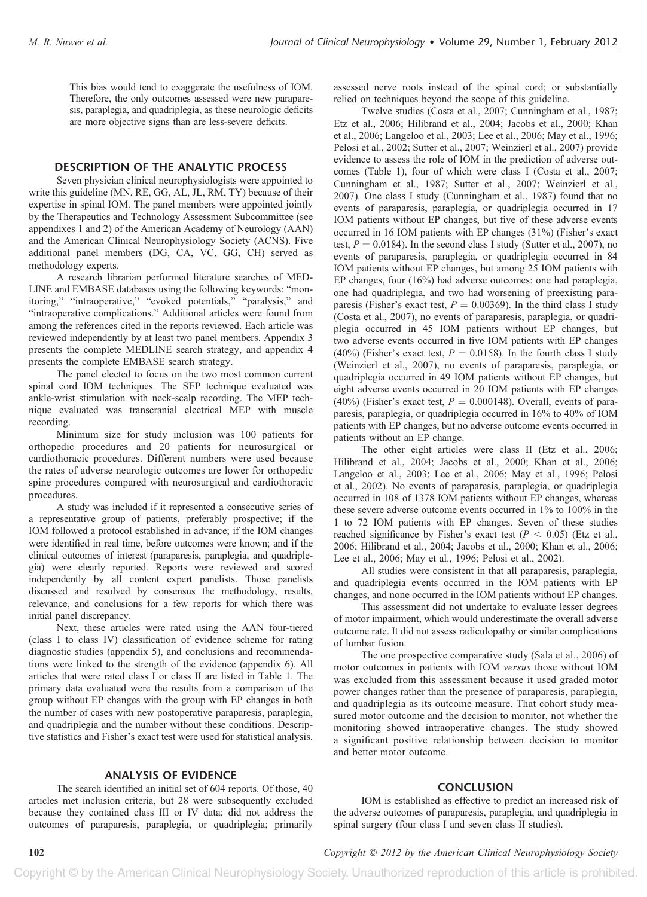This bias would tend to exaggerate the usefulness of IOM. Therefore, the only outcomes assessed were new paraparesis, paraplegia, and quadriplegia, as these neurologic deficits are more objective signs than are less-severe deficits.

## DESCRIPTION OF THE ANALYTIC PROCESS

Seven physician clinical neurophysiologists were appointed to write this guideline (MN, RE, GG, AL, JL, RM, TY) because of their expertise in spinal IOM. The panel members were appointed jointly by the Therapeutics and Technology Assessment Subcommittee (see appendixes 1 and 2) of the American Academy of Neurology (AAN) and the American Clinical Neurophysiology Society (ACNS). Five additional panel members (DG, CA, VC, GG, CH) served as methodology experts.

A research librarian performed literature searches of MEDLINE and EMBASE databases using the following keywords: "monitoring," "intraoperative," "evoked potentials," "paralysis," and "intraoperative complications." Additional articles were found from among the references cited in the reports reviewed. Each article was reviewed independently by at least two panel members. Appendix 3 presents the complete MEDLINE search strategy, and appendix 4 presents the complete EMBASE search strategy.

The panel elected to focus on the two most common current spinal cord IOM techniques. The SEP technique evaluated was ankle-wrist stimulation with neck-scalp recording. The MEP technique evaluated was transcranial electrical MEP with muscle recording.

Minimum size for study inclusion was 100 patients for orthopedic procedures and 20 patients for neurosurgical or cardiothoracic procedures. Different numbers were used because the rates of adverse neurologic outcomes are lower for orthopedic spine procedures compared with neurosurgical and cardiothoracic procedures.

A study was included if it represented a consecutive series of a representative group of patients, preferably prospective; if the IOM followed a protocol established in advance; if the IOM changes were identified in real time, before outcomes were known; and if the clinical outcomes of interest (paraparesis, paraplegia, and quadriplegia) were clearly reported. Reports were reviewed and scored independently by all content expert panelists. Those panelists discussed and resolved by consensus the methodology, results, relevance, and conclusions for a few reports for which there was initial panel discrepancy.

Next, these articles were rated using the AAN four-tiered (class I to class IV) classification of evidence scheme for rating diagnostic studies (appendix 5), and conclusions and recommendations were linked to the strength of the evidence (appendix 6). All articles that were rated class I or class II are listed in Table 1. The primary data evaluated were the results from a comparison of the group without EP changes with the group with EP changes in both the number of cases with new postoperative paraparesis, paraplegia, and quadriplegia and the number without these conditions. Descriptive statistics and Fisher's exact test were used for statistical analysis.

## ANALYSIS OF EVIDENCE

The search identified an initial set of 604 reports. Of those, 40 articles met inclusion criteria, but 28 were subsequently excluded because they contained class III or IV data; did not address the outcomes of paraparesis, paraplegia, or quadriplegia; primarily assessed nerve roots instead of the spinal cord; or substantially relied on techniques beyond the scope of this guideline.

Twelve studies (Costa et al., 2007; Cunningham et al., 1987; Etz et al., 2006; Hilibrand et al., 2004; Jacobs et al., 2000; Khan et al., 2006; Langeloo et al., 2003; Lee et al., 2006; May et al., 1996; Pelosi et al., 2002; Sutter et al., 2007; Weinzierl et al., 2007) provide evidence to assess the role of IOM in the prediction of adverse outcomes (Table 1), four of which were class I (Costa et al., 2007; Cunningham et al., 1987; Sutter et al., 2007; Weinzierl et al., 2007). One class I study (Cunningham et al., 1987) found that no events of paraparesis, paraplegia, or quadriplegia occurred in 17 IOM patients without EP changes, but five of these adverse events occurred in 16 IOM patients with EP changes (31%) (Fisher's exact test, $P = 0.0184$). In the second class I study (Sutter et al., 2007), no events of paraparesis, paraplegia, or quadriplegia occurred in 84 IOM patients without EP changes, but among 25 IOM patients with EP changes, four (16%) had adverse outcomes: one had paraplegia, one had quadriplegia, and two had worsening of preexisting paraparesis (Fisher's exact test, $P = 0.00369$). In the third class I study (Costa et al., 2007), no events of paraparesis, paraplegia, or quadriplegia occurred in 45 IOM patients without EP changes, but two adverse events occurred in five IOM patients with EP changes (40%) (Fisher's exact test, $P = 0.0158$). In the fourth class I study (Weinzierl et al., 2007), no events of paraparesis, paraplegia, or quadriplegia occurred in 49 IOM patients without EP changes, but eight adverse events occurred in 20 IOM patients with EP changes (40%) (Fisher's exact test, $P = 0.000148$). Overall, events of paraparesis, paraplegia, or quadriplegia occurred in 16% to 40% of IOM patients with EP changes, but no adverse outcome events occurred in patients without an EP change.

The other eight articles were class II (Etz et al., 2006; Hilibrand et al., 2004; Jacobs et al., 2000; Khan et al., 2006; Langeloo et al., 2003; Lee et al., 2006; May et al., 1996; Pelosi et al., 2002). No events of paraparesis, paraplegia, or quadriplegia occurred in 108 of 1378 IOM patients without EP changes, whereas these severe adverse outcome events occurred in 1% to 100% in the 1 to 72 IOM patients with EP changes. Seven of these studies reached significance by Fisher's exact test ($P < 0.05$) (Etz et al., 2006; Hilibrand et al., 2004; Jacobs et al., 2000; Khan et al., 2006; Lee et al., 2006; May et al., 1996; Pelosi et al., 2002).

All studies were consistent in that all paraparesis, paraplegia, and quadriplegia events occurred in the IOM patients with EP changes, and none occurred in the IOM patients without EP changes.

This assessment did not undertake to evaluate lesser degrees of motor impairment, which would underestimate the overall adverse outcome rate. It did not assess radiculopathy or similar complications of lumbar fusion.

The one prospective comparative study (Sala et al., 2006) of motor outcomes in patients with IOM *versus* those without IOM was excluded from this assessment because it used graded motor power changes rather than the presence of paraparesis, paraplegia, and quadriplegia as its outcome measure. That cohort study measured motor outcome and the decision to monitor, not whether the monitoring showed intraoperative changes. The study showed a significant positive relationship between decision to monitor and better motor outcome.

## CONCLUSION

IOM is established as effective to predict an increased risk of the adverse outcomes of paraparesis, paraplegia, and quadriplegia in spinal surgery (four class I and seven class II studies).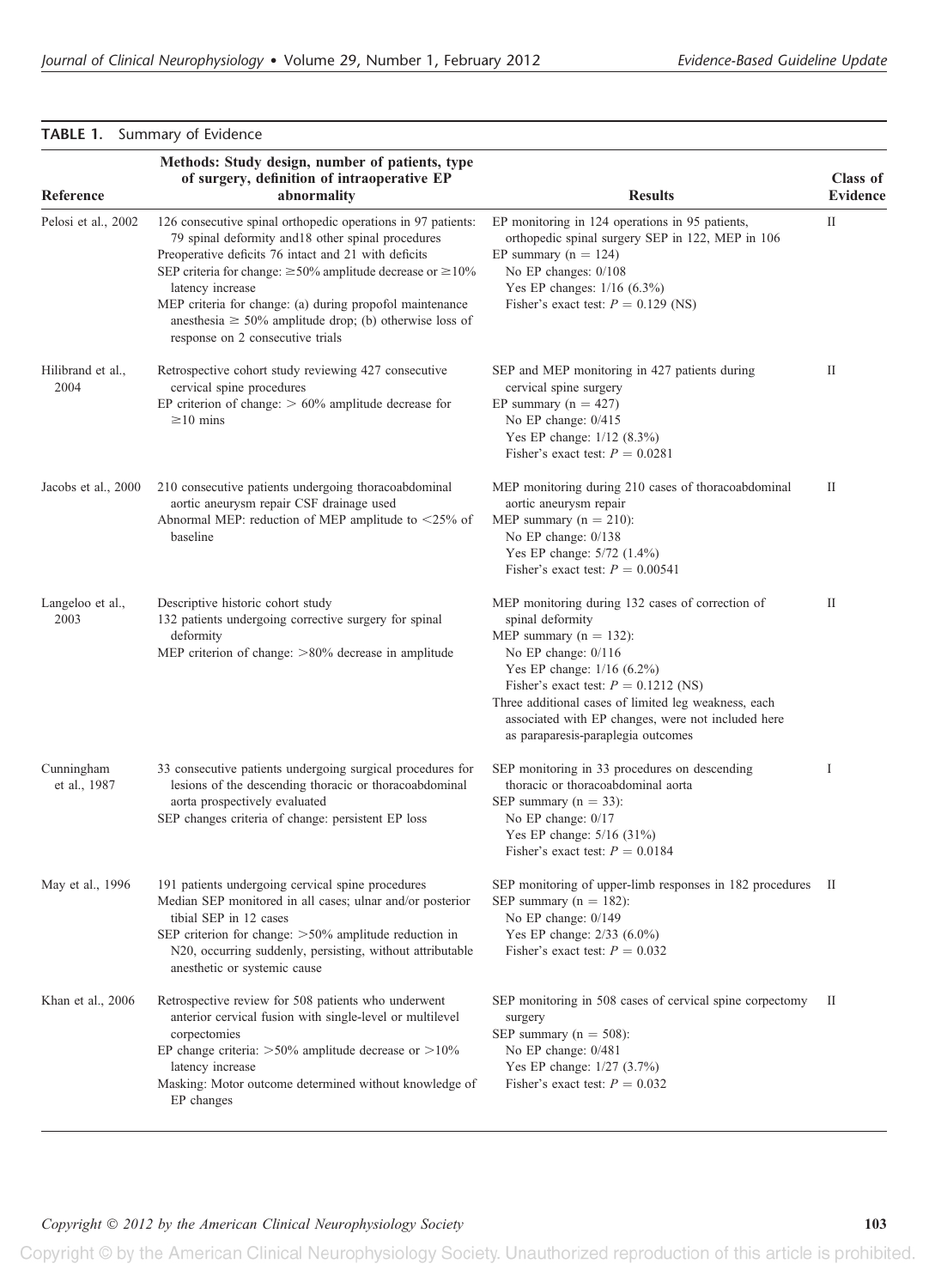**TABLE 1.** Summary of Evidence

| Reference | Methods: Study design, number of patients, type of surgery, definition of intraoperative EP abnormality | Results | Class of Evidence |
|---|---|---|---|
| Pelosi et al., 2002 | 126 consecutive spinal orthopedic operations in 97 patients: 79 spinal deformity and18 other spinal procedures<br>Preoperative deficits 76 intact and 21 with deficits<br>SEP criteria for change: ≥50% amplitude decrease or ≥10% latency increase<br>MEP criteria for change: (a) during propofol maintenance anesthesia ≥ 50% amplitude drop; (b) otherwise loss of response on 2 consecutive trials | EP monitoring in 124 operations in 95 patients, orthopedic spinal surgery SEP in 122, MEP in 106<br>EP summary ($n = 124$)<br>No EP changes: 0/108<br>Yes EP changes: 1/16 (6.3%)<br>Fisher's exact test: $P = 0.129$ (NS) | II |
| Hilibrand et al., 2004 | Retrospective cohort study reviewing 427 consecutive cervical spine procedures<br>EP criterion of change: > 60% amplitude decrease for ≥10 mins | SEP and MEP monitoring in 427 patients during cervical spine surgery<br>EP summary ($n = 427$)<br>No EP change: 0/415<br>Yes EP change: 1/12 (8.3%)<br>Fisher's exact test: $P = 0.0281$ | II |
| Jacobs et al., 2000 | 210 consecutive patients undergoing thoracoabdominal aortic aneurysm repair CSF drainage used<br>Abnormal MEP: reduction of MEP amplitude to <25% of baseline | MEP monitoring during 210 cases of thoracoabdominal aortic aneurysm repair<br>MEP summary ($n = 210$):<br>No EP change: 0/138<br>Yes EP change: 5/72 (1.4%)<br>Fisher's exact test: $P = 0.00541$ | II |
| Langeloo et al., 2003 | Descriptive historic cohort study<br>132 patients undergoing corrective surgery for spinal deformity<br>MEP criterion of change: >80% decrease in amplitude | MEP monitoring during 132 cases of correction of spinal deformity<br>MEP summary ($n = 132$):<br>No EP change: 0/116<br>Yes EP change: 1/16 (6.2%)<br>Fisher's exact test: $P = 0.1212$ (NS)<br>Three additional cases of limited leg weakness, each associated with EP changes, were not included here as paraparesis-paraplegia outcomes | II |
| Cunningham et al., 1987 | 33 consecutive patients undergoing surgical procedures for lesions of the descending thoracic or thoracoabdominal aorta prospectively evaluated<br>SEP changes criteria of change: persistent EP loss | SEP monitoring in 33 procedures on descending thoracic or thoracoabdominal aorta<br>SEP summary ($n = 33$):<br>No EP change: 0/17<br>Yes EP change: 5/16 (31%)<br>Fisher's exact test: $P = 0.0184$ | I |
| May et al., 1996 | 191 patients undergoing cervical spine procedures<br>Median SEP monitored in all cases; ulnar and/or posterior tibial SEP in 12 cases<br>SEP criterion for change: >50% amplitude reduction in N20, occurring suddenly, persisting, without attributable anesthetic or systemic cause | SEP monitoring of upper-limb responses in 182 procedures<br>SEP summary ($n = 182$):<br>No EP change: 0/149<br>Yes EP change: 2/33 (6.0%)<br>Fisher's exact test: $P = 0.032$ | II |
| Khan et al., 2006 | Retrospective review for 508 patients who underwent anterior cervical fusion with single-level or multilevel corpectomies<br>EP change criteria: >50% amplitude decrease or >10% latency increase<br>Masking: Motor outcome determined without knowledge of EP changes | SEP monitoring in 508 cases of cervical spine corpectomy surgery<br>SEP summary ($n = 508$):<br>No EP change: 0/481<br>Yes EP change: 1/27 (3.7%)<br>Fisher's exact test: $P = 0.032$ | II |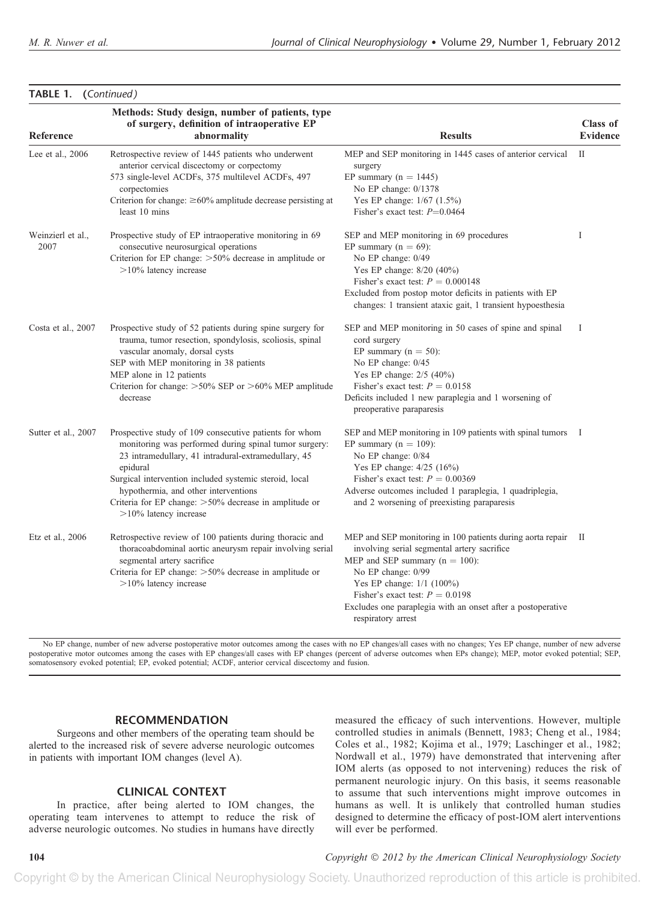**TABLE 1.** (*Continued*)

| Reference | Methods: Study design, number of patients, type of surgery, definition of intraoperative EP abnormality | Results | Class of Evidence |
|---|---|---|---|
| Lee et al., 2006 | Retrospective review of 1445 patients who underwent anterior cervical discectomy or corpectomy<br>573 single-level ACDFs, 375 multilevel ACDFs, 497 corpectomies<br>Criterion for change: ≥60% amplitude decrease persisting at least 10 mins | MEP and SEP monitoring in 1445 cases of anterior cervical surgery<br>EP summary (n = 1445)<br>No EP change: 0/1378<br>Yes EP change: 1/67 (1.5%)<br>Fisher's exact test: $P$=0.0464 | II |
| Weinzierl et al., 2007 | Prospective study of EP intraoperative monitoring in 69 consecutive neurosurgical operations<br>Criterion for EP change: >50% decrease in amplitude or >10% latency increase | SEP and MEP monitoring in 69 procedures<br>EP summary (n = 69):<br>No EP change: 0/49<br>Yes EP change: 8/20 (40%)<br>Fisher's exact test: $P$ = 0.000148<br>Excluded from postop motor deficits in patients with EP changes: 1 transient ataxic gait, 1 transient hypoesthesia | I |
| Costa et al., 2007 | Prospective study of 52 patients during spine surgery for trauma, tumor resection, spondylosis, scoliosis, spinal vascular anomaly, dorsal cysts<br>SEP with MEP monitoring in 38 patients<br>MEP alone in 12 patients<br>Criterion for change: >50% SEP or >60% MEP amplitude decrease | SEP and MEP monitoring in 50 cases of spine and spinal cord surgery<br>EP summary (n = 50):<br>No EP change: 0/45<br>Yes EP change: 2/5 (40%)<br>Fisher's exact test: $P$ = 0.0158<br>Deficits included 1 new paraplegia and 1 worsening of preoperative paraparesis | I |
| Sutter et al., 2007 | Prospective study of 109 consecutive patients for whom monitoring was performed during spinal tumor surgery: 23 intramedullary, 41 intradural-extramedullary, 45 epidural<br>Surgical intervention included systemic steroid, local hypothermia, and other interventions<br>Criteria for EP change: >50% decrease in amplitude or >10% latency increase | SEP and MEP monitoring in 109 patients with spinal tumors<br>EP summary (n = 109):<br>No EP change: 0/84<br>Yes EP change: 4/25 (16%)<br>Fisher's exact test: $P$ = 0.00369<br>Adverse outcomes included 1 paraplegia, 1 quadriplegia, and 2 worsening of preexisting paraparesis | I |
| Etz et al., 2006 | Retrospective review of 100 patients during thoracic and thoracoabdominal aortic aneurysm repair involving serial segmental artery sacrifice<br>Criteria for EP change: >50% decrease in amplitude or >10% latency increase | MEP and SEP monitoring in 100 patients during aorta repair involving serial segmental artery sacrifice<br>MEP and SEP summary (n = 100):<br>No EP change: 0/99<br>Yes EP change: 1/1 (100%)<br>Fisher's exact test: $P$ = 0.0198<br>Excludes one paraplegia with an onset after a postoperative respiratory arrest | II |

No EP change, number of new adverse postoperative motor outcomes among the cases with no EP changes/all cases with no changes; Yes EP change, number of new adverse postoperative motor outcomes among the cases with EP changes/all cases with EP changes (percent of adverse outcomes when EPs change); MEP, motor evoked potential; SEP, somatosensory evoked potential; EP, evoked potential; ACDF, anterior cervical discectomy and fusion.

## RECOMMENDATION

Surgeons and other members of the operating team should be alerted to the increased risk of severe adverse neurologic outcomes in patients with important IOM changes (level A).

## CLINICAL CONTEXT

In practice, after being alerted to IOM changes, the operating team intervenes to attempt to reduce the risk of adverse neurologic outcomes. No studies in humans have directly measured the efficacy of such interventions. However, multiple controlled studies in animals (Bennett, 1983; Cheng et al., 1984; Coles et al., 1982; Kojima et al., 1979; Laschinger et al., 1982; Nordwall et al., 1979) have demonstrated that intervening after IOM alerts (as opposed to not intervening) reduces the risk of permanent neurologic injury. On this basis, it seems reasonable to assume that such interventions might improve outcomes in humans as well. It is unlikely that controlled human studies designed to determine the efficacy of post-IOM alert interventions will ever be performed.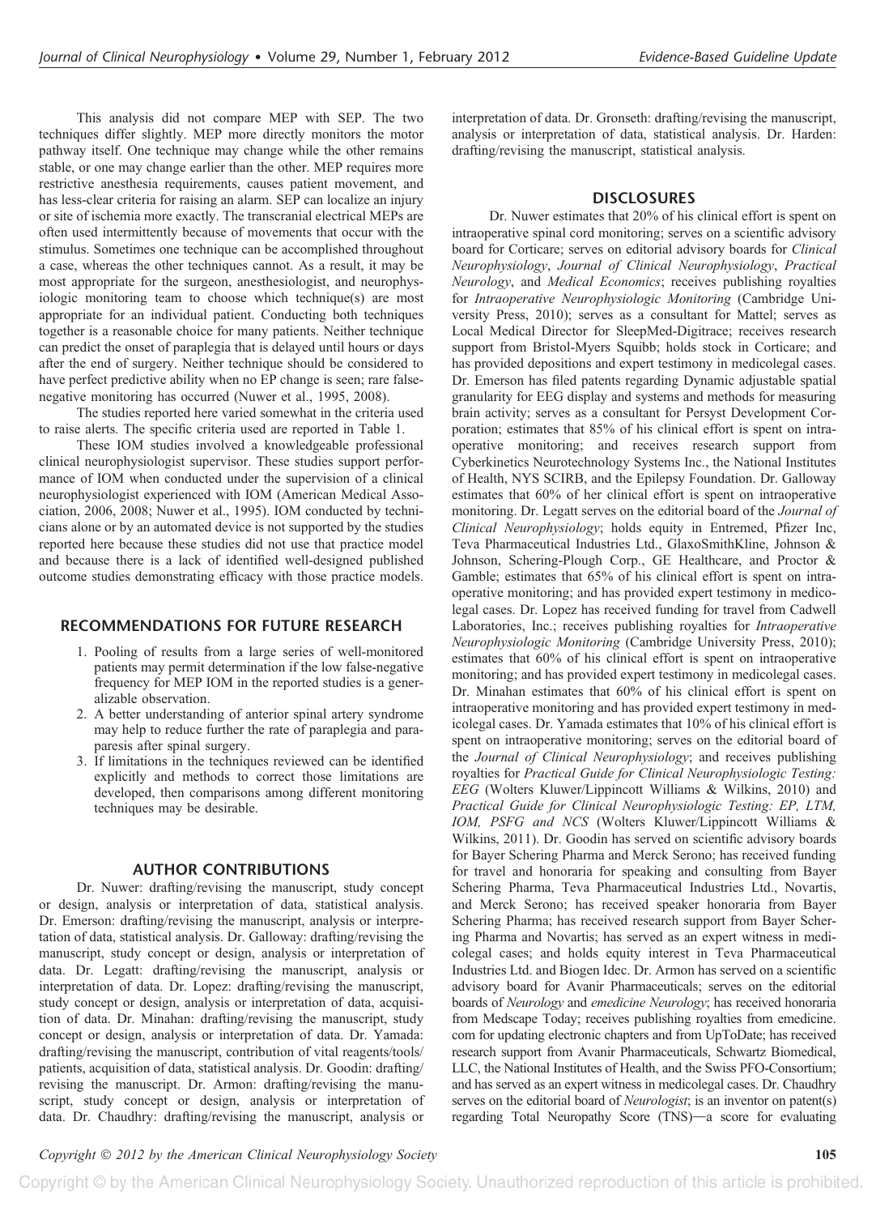This analysis did not compare MEP with SEP. The two techniques differ slightly. MEP more directly monitors the motor pathway itself. One technique may change while the other remains stable, or one may change earlier than the other. MEP requires more restrictive anesthesia requirements, causes patient movement, and has less-clear criteria for raising an alarm. SEP can localize an injury or site of ischemia more exactly. The transcranial electrical MEPs are often used intermittently because of movements that occur with the stimulus. Sometimes one technique can be accomplished throughout a case, whereas the other techniques cannot. As a result, it may be most appropriate for the surgeon, anesthesiologist, and neurophysiologic monitoring team to choose which technique(s) are most appropriate for an individual patient. Conducting both techniques together is a reasonable choice for many patients. Neither technique can predict the onset of paraplegia that is delayed until hours or days after the end of surgery. Neither technique should be considered to have perfect predictive ability when no EP change is seen; rare false-negative monitoring has occurred (Nuwer et al., 1995, 2008).

The studies reported here varied somewhat in the criteria used to raise alerts. The specific criteria used are reported in Table 1.

These IOM studies involved a knowledgeable professional clinical neurophysiologist supervisor. These studies support performance of IOM when conducted under the supervision of a clinical neurophysiologist experienced with IOM (American Medical Association, 2006, 2008; Nuwer et al., 1995). IOM conducted by technicians alone or by an automated device is not supported by the studies reported here because these studies did not use that practice model and because there is a lack of identified well-designed published outcome studies demonstrating efficacy with those practice models.

## RECOMMENDATIONS FOR FUTURE RESEARCH

1. Pooling of results from a large series of well-monitored patients may permit determination if the low false-negative frequency for MEP IOM in the reported studies is a generalizable observation.
2. A better understanding of anterior spinal artery syndrome may help to reduce further the rate of paraplegia and paraparesis after spinal surgery.
3. If limitations in the techniques reviewed can be identified explicitly and methods to correct those limitations are developed, then comparisons among different monitoring techniques may be desirable.

## AUTHOR CONTRIBUTIONS

Dr. Nuwer: drafting/revising the manuscript, study concept or design, analysis or interpretation of data, statistical analysis. Dr. Emerson: drafting/revising the manuscript, analysis or interpretation of data, statistical analysis. Dr. Galloway: drafting/revising the manuscript, study concept or design, analysis or interpretation of data. Dr. Legatt: drafting/revising the manuscript, analysis or interpretation of data. Dr. Lopez: drafting/revising the manuscript, study concept or design, analysis or interpretation of data, acquisition of data. Dr. Minahan: drafting/revising the manuscript, study concept or design, analysis or interpretation of data. Dr. Yamada: drafting/revising the manuscript, contribution of vital reagents/tools/patients, acquisition of data, statistical analysis. Dr. Goodin: drafting/revising the manuscript. Dr. Armon: drafting/revising the manuscript, study concept or design, analysis or interpretation of data. Dr. Chaudhry: drafting/revising the manuscript, analysis or interpretation of data. Dr. Gronseth: drafting/revising the manuscript, analysis or interpretation of data, statistical analysis. Dr. Harden: drafting/revising the manuscript, statistical analysis.

## DISCLOSURES

Dr. Nuwer estimates that 20% of his clinical effort is spent on intraoperative spinal cord monitoring; serves on a scientific advisory board for Corticare; serves on editorial advisory boards for *Clinical Neurophysiology*, *Journal of Clinical Neurophysiology*, *Practical Neurology*, and *Medical Economics*; receives publishing royalties for *Intraoperative Neurophysiologic Monitoring* (Cambridge University Press, 2010); serves as a consultant for Mattel; serves as Local Medical Director for SleepMed-Digitrace; receives research support from Bristol-Myers Squibb; holds stock in Corticare; and has provided depositions and expert testimony in medicolegal cases. Dr. Emerson has filed patents regarding Dynamic adjustable spatial granularity for EEG display and systems and methods for measuring brain activity; serves as a consultant for Persyst Development Corporation; estimates that 85% of his clinical effort is spent on intraoperative monitoring; and receives research support from Cyberkinetics Neurotechnology Systems Inc., the National Institutes of Health, NYS SCIRB, and the Epilepsy Foundation. Dr. Galloway estimates that 60% of her clinical effort is spent on intraoperative monitoring. Dr. Legatt serves on the editorial board of the *Journal of Clinical Neurophysiology*; holds equity in Entremed, Pfizer Inc, Teva Pharmaceutical Industries Ltd., GlaxoSmithKline, Johnson & Johnson, Schering-Plough Corp., GE Healthcare, and Proctor & Gamble; estimates that 65% of his clinical effort is spent on intraoperative monitoring; and has provided expert testimony in medicolegal cases. Dr. Lopez has received funding for travel from Cadwell Laboratories, Inc.; receives publishing royalties for *Intraoperative Neurophysiologic Monitoring* (Cambridge University Press, 2010); estimates that 60% of his clinical effort is spent on intraoperative monitoring; and has provided expert testimony in medicolegal cases. Dr. Minahan estimates that 60% of his clinical effort is spent on intraoperative monitoring and has provided expert testimony in medicolegal cases. Dr. Yamada estimates that 10% of his clinical effort is spent on intraoperative monitoring; serves on the editorial board of the *Journal of Clinical Neurophysiology*; and receives publishing royalties for *Practical Guide for Clinical Neurophysiologic Testing: EEG* (Wolters Kluwer/Lippincott Williams & Wilkins, 2010) and *Practical Guide for Clinical Neurophysiologic Testing: EP, LTM, IOM, PSFG and NCS* (Wolters Kluwer/Lippincott Williams & Wilkins, 2011). Dr. Goodin has served on scientific advisory boards for Bayer Schering Pharma and Merck Serono; has received funding for travel and honoraria for speaking and consulting from Bayer Schering Pharma, Teva Pharmaceutical Industries Ltd., Novartis, and Merck Serono; has received speaker honoraria from Bayer Schering Pharma; has received research support from Bayer Schering Pharma and Novartis; has served as an expert witness in medicolegal cases; and holds equity interest in Teva Pharmaceutical Industries Ltd. and Biogen Idec. Dr. Armon has served on a scientific advisory board for Avanir Pharmaceuticals; serves on the editorial boards of *Neurology* and *emedicine Neurology*; has received honoraria from Medscape Today; receives publishing royalties from emedicine.com for updating electronic chapters and from UpToDate; has received research support from Avanir Pharmaceuticals, Schwartz Biomedical, LLC, the National Institutes of Health, and the Swiss PFO-Consortium; and has served as an expert witness in medicolegal cases. Dr. Chaudhry serves on the editorial board of *Neurologist*; is an inventor on patent(s) regarding Total Neuropathy Score (TNS)—a score for evaluating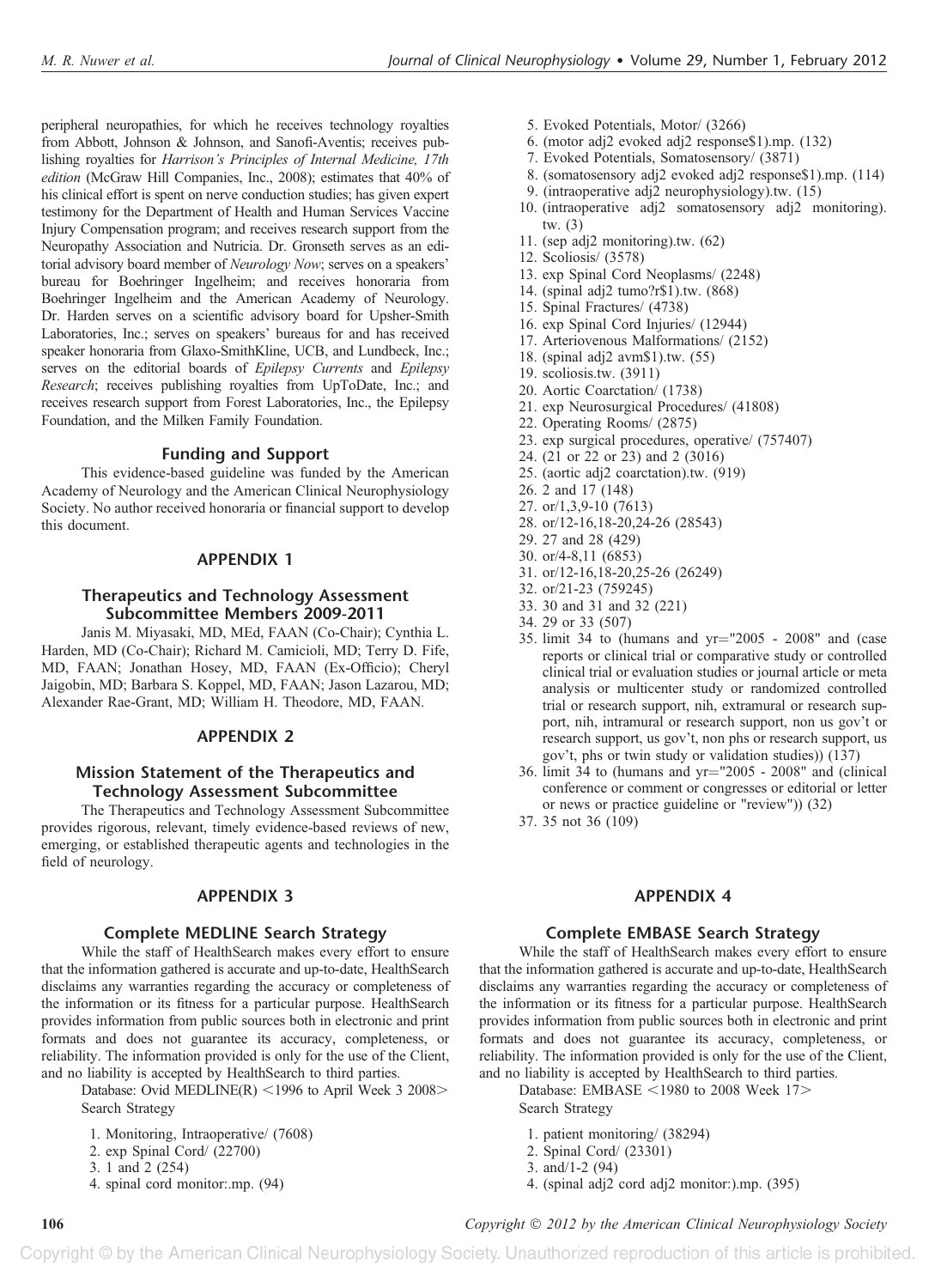peripheral neuropathies, for which he receives technology royalties from Abbott, Johnson & Johnson, and Sanofi-Aventis; receives publishing royalties for *Harrison's Principles of Internal Medicine, 17th edition* (McGraw Hill Companies, Inc., 2008); estimates that 40% of his clinical effort is spent on nerve conduction studies; has given expert testimony for the Department of Health and Human Services Vaccine Injury Compensation program; and receives research support from the Neuropathy Association and Nutricia. Dr. Gronseth serves as an editorial advisory board member of *Neurology Now*; serves on a speakers' bureau for Boehringer Ingelheim; and receives honoraria from Boehringer Ingelheim and the American Academy of Neurology. Dr. Harden serves on a scientific advisory board for Upsher-Smith Laboratories, Inc.; serves on speakers' bureaus for and has received speaker honoraria from Glaxo-SmithKline, UCB, and Lundbeck, Inc.; serves on the editorial boards of *Epilepsy Currents* and *Epilepsy Research*; receives publishing royalties from UpToDate, Inc.; and receives research support from Forest Laboratories, Inc., the Epilepsy Foundation, and the Milken Family Foundation.

### Funding and Support

This evidence-based guideline was funded by the American Academy of Neurology and the American Clinical Neurophysiology Society. No author received honoraria or financial support to develop this document.

## APPENDIX 1

### Therapeutics and Technology Assessment Subcommittee Members 2009-2011

Janis M. Miyasaki, MD, MEd, FAAN (Co-Chair); Cynthia L. Harden, MD (Co-Chair); Richard M. Camicioli, MD; Terry D. Fife, MD, FAAN; Jonathan Hosey, MD, FAAN (Ex-Officio); Cheryl Jaigobin, MD; Barbara S. Koppel, MD, FAAN; Jason Lazarou, MD; Alexander Rae-Grant, MD; William H. Theodore, MD, FAAN.

## APPENDIX 2

### Mission Statement of the Therapeutics and Technology Assessment Subcommittee

The Therapeutics and Technology Assessment Subcommittee provides rigorous, relevant, timely evidence-based reviews of new, emerging, or established therapeutic agents and technologies in the field of neurology.

## APPENDIX 3

### Complete MEDLINE Search Strategy

While the staff of HealthSearch makes every effort to ensure that the information gathered is accurate and up-to-date, HealthSearch disclaims any warranties regarding the accuracy or completeness of the information or its fitness for a particular purpose. HealthSearch provides information from public sources both in electronic and print formats and does not guarantee its accuracy, completeness, or reliability. The information provided is only for the use of the Client, and no liability is accepted by HealthSearch to third parties.

Database: Ovid MEDLINE(R) <1996 to April Week 3 2008>
Search Strategy

1. Monitoring, Intraoperative/ (7608)
2. exp Spinal Cord/ (22700)
3. 1 and 2 (254)
4. spinal cord monitor:.mp. (94)
5. Evoked Potentials, Motor/ (3266)
6. (motor adj2 evoked adj2 response$1).mp. (132)
7. Evoked Potentials, Somatosensory/ (3871)
8. (somatosensory adj2 evoked adj2 response$1).mp. (114)
9. (intraoperative adj2 neurophysiology).tw. (15)
10. (intraoperative adj2 somatosensory adj2 monitoring). tw. (3)
11. (sep adj2 monitoring).tw. (62)
12. Scoliosis/ (3578)
13. exp Spinal Cord Neoplasms/ (2248)
14. (spinal adj2 tumo?r$1).tw. (868)
15. Spinal Fractures/ (4738)
16. exp Spinal Cord Injuries/ (12944)
17. Arteriovenous Malformations/ (2152)
18. (spinal adj2 avm$1).tw. (55)
19. scoliosis.tw. (3911)
20. Aortic Coarctation/ (1738)
21. exp Neurosurgical Procedures/ (41808)
22. Operating Rooms/ (2875)
23. exp surgical procedures, operative/ (757407)
24. (21 or 22 or 23) and 2 (3016)
25. (aortic adj2 coarctation).tw. (919)
26. 2 and 17 (148)
27. or/1,3,9-10 (7613)
28. or/12-16,18-20,24-26 (28543)
29. 27 and 28 (429)
30. or/4-8,11 (6853)
31. or/12-16,18-20,25-26 (26249)
32. or/21-23 (759245)
33. 30 and 31 and 32 (221)
34. 29 or 33 (507)
35. limit 34 to (humans and yr="2005 - 2008" and (case reports or clinical trial or comparative study or controlled clinical trial or evaluation studies or journal article or meta analysis or multicenter study or randomized controlled trial or research support, nih, extramural or research support, nih, intramural or research support, non us gov't or research support, us gov't, non phs or research support, us gov't, phs or twin study or validation studies)) (137)
36. limit 34 to (humans and yr="2005 - 2008" and (clinical conference or comment or congresses or editorial or letter or news or practice guideline or "review")) (32)
37. 35 not 36 (109)

## APPENDIX 4

### Complete EMBASE Search Strategy

While the staff of HealthSearch makes every effort to ensure that the information gathered is accurate and up-to-date, HealthSearch disclaims any warranties regarding the accuracy or completeness of the information or its fitness for a particular purpose. HealthSearch provides information from public sources both in electronic and print formats and does not guarantee its accuracy, completeness, or reliability. The information provided is only for the use of the Client, and no liability is accepted by HealthSearch to third parties.

Database: EMBASE <1980 to 2008 Week 17>
Search Strategy

1. patient monitoring/ (38294)
2. Spinal Cord/ (23301)
3. and/1-2 (94)
4. (spinal adj2 cord adj2 monitor:).mp. (395)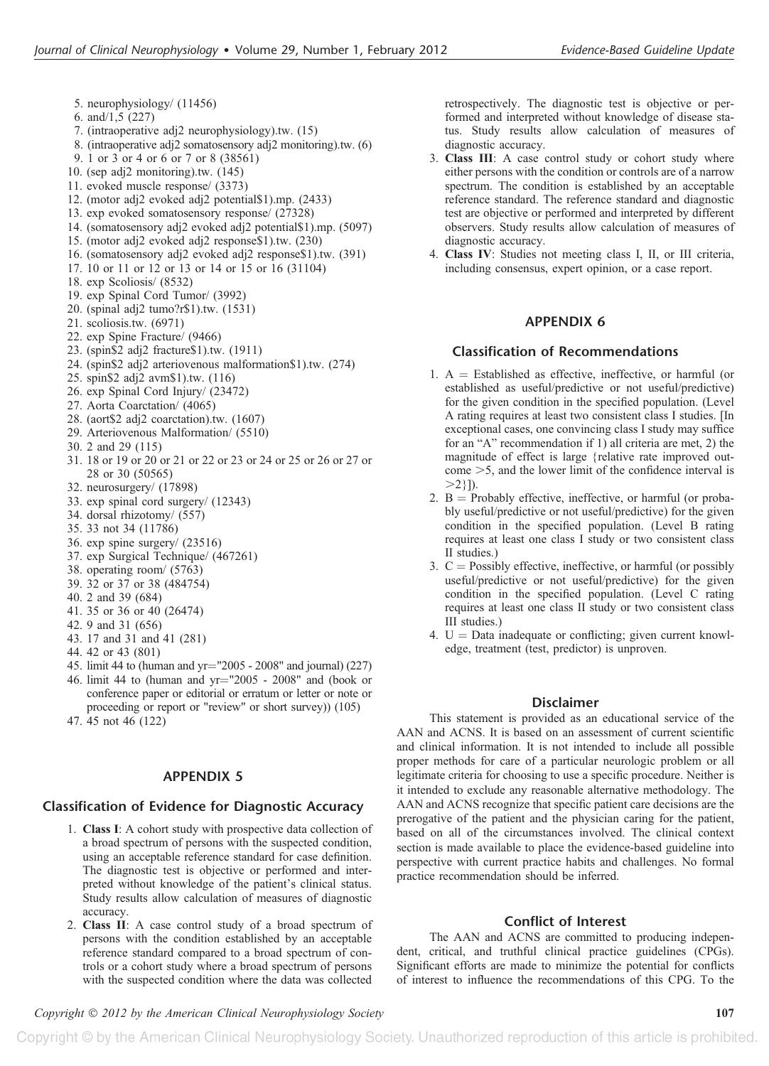5. neurophysiology/ (11456)
6. and/1,5 (227)
7. (intraoperative adj2 neurophysiology).tw. (15)
8. (intraoperative adj2 somatosensory adj2 monitoring).tw. (6)
9. 1 or 3 or 4 or 6 or 7 or 8 (38561)
10. (sep adj2 monitoring).tw. (145)
11. evoked muscle response/ (3373)
12. (motor adj2 evoked adj2 potential$1).mp. (2433)
13. exp evoked somatosensory response/ (27328)
14. (somatosensory adj2 evoked adj2 potential$1).mp. (5097)
15. (motor adj2 evoked adj2 response$1).tw. (230)
16. (somatosensory adj2 evoked adj2 response$1).tw. (391)
17. 10 or 11 or 12 or 13 or 14 or 15 or 16 (31104)
18. exp Scoliosis/ (8532)
19. exp Spinal Cord Tumor/ (3992)
20. (spinal adj2 tumo?r$1).tw. (1531)
21. scoliosis.tw. (6971)
22. exp Spine Fracture/ (9466)
23. (spin$2 adj2 fracture$1).tw. (1911)
24. (spin$2 adj2 arteriovenous malformation$1).tw. (274)
25. spin$2 adj2 avm$1).tw. (116)
26. exp Spinal Cord Injury/ (23472)
27. Aorta Coarctation/ (4065)
28. (aort$2 adj2 coarctation).tw. (1607)
29. Arteriovenous Malformation/ (5510)
30. 2 and 29 (115)
31. 18 or 19 or 20 or 21 or 22 or 23 or 24 or 25 or 26 or 27 or 28 or 30 (50565)
32. neurosurgery/ (17898)
33. exp spinal cord surgery/ (12343)
34. dorsal rhizotomy/ (557)
35. 33 not 34 (11786)
36. exp spine surgery/ (23516)
37. exp Surgical Technique/ (467261)
38. operating room/ (5763)
39. 32 or 37 or 38 (484754)
40. 2 and 39 (684)
41. 35 or 36 or 40 (26474)
42. 9 and 31 (656)
43. 17 and 31 and 41 (281)
44. 42 or 43 (801)
45. limit 44 to (human and yr="2005 - 2008" and journal) (227)
46. limit 44 to (human and yr="2005 - 2008" and (book or conference paper or editorial or erratum or letter or note or proceeding or report or "review" or short survey)) (105)
47. 45 not 46 (122)

## APPENDIX 5

### Classification of Evidence for Diagnostic Accuracy

1. **Class I**: A cohort study with prospective data collection of a broad spectrum of persons with the suspected condition, using an acceptable reference standard for case definition. The diagnostic test is objective or performed and interpreted without knowledge of the patient's clinical status. Study results allow calculation of measures of diagnostic accuracy.
2. **Class II**: A case control study of a broad spectrum of persons with the condition established by an acceptable reference standard compared to a broad spectrum of controls or a cohort study where a broad spectrum of persons with the suspected condition where the data was collected retrospectively. The diagnostic test is objective or performed and interpreted without knowledge of disease status. Study results allow calculation of measures of diagnostic accuracy.
3. **Class III**: A case control study or cohort study where either persons with the condition or controls are of a narrow spectrum. The condition is established by an acceptable reference standard. The reference standard and diagnostic test are objective or performed and interpreted by different observers. Study results allow calculation of measures of diagnostic accuracy.
4. **Class IV**: Studies not meeting class I, II, or III criteria, including consensus, expert opinion, or a case report.

## APPENDIX 6

### Classification of Recommendations

1. A = Established as effective, ineffective, or harmful (or established as useful/predictive or not useful/predictive) for the given condition in the specified population. (Level A rating requires at least two consistent class I studies. [In exceptional cases, one convincing class I study may suffice for an "A" recommendation if 1) all criteria are met, 2) the magnitude of effect is large {relative rate improved outcome >5, and the lower limit of the confidence interval is >2}]).
2. B = Probably effective, ineffective, or harmful (or probably useful/predictive or not useful/predictive) for the given condition in the specified population. (Level B rating requires at least one class I study or two consistent class II studies.)
3. C = Possibly effective, ineffective, or harmful (or possibly useful/predictive or not useful/predictive) for the given condition in the specified population. (Level C rating requires at least one class II study or two consistent class III studies.)
4. U = Data inadequate or conflicting; given current knowledge, treatment (test, predictor) is unproven.

### Disclaimer

This statement is provided as an educational service of the AAN and ACNS. It is based on an assessment of current scientific and clinical information. It is not intended to include all possible proper methods for care of a particular neurologic problem or all legitimate criteria for choosing to use a specific procedure. Neither is it intended to exclude any reasonable alternative methodology. The AAN and ACNS recognize that specific patient care decisions are the prerogative of the patient and the physician caring for the patient, based on all of the circumstances involved. The clinical context section is made available to place the evidence-based guideline into perspective with current practice habits and challenges. No formal practice recommendation should be inferred.

### Conflict of Interest

The AAN and ACNS are committed to producing independent, critical, and truthful clinical practice guidelines (CPGs). Significant efforts are made to minimize the potential for conflicts of interest to influence the recommendations of this CPG. To the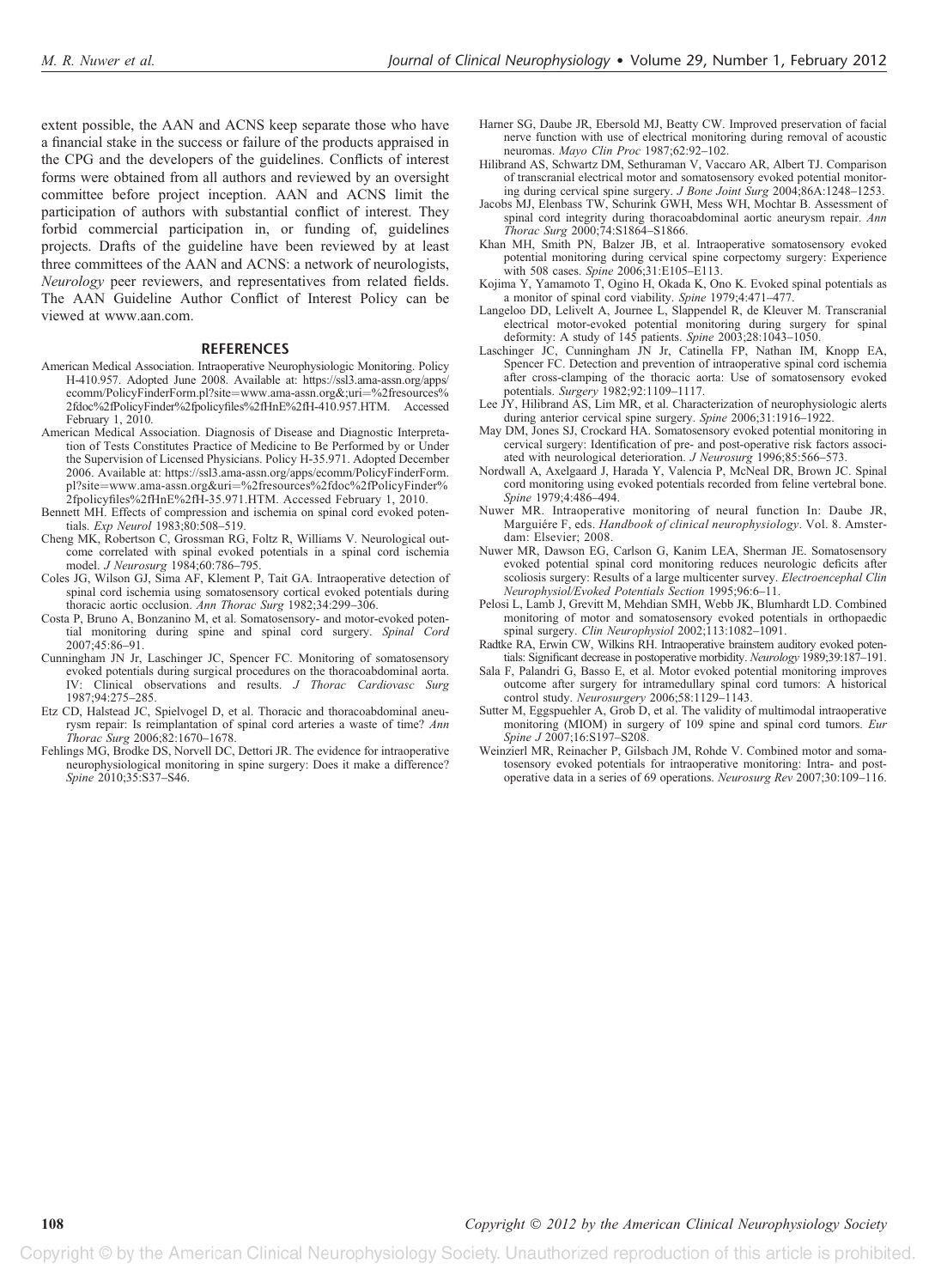extent possible, the AAN and ACNS keep separate those who have a financial stake in the success or failure of the products appraised in the CPG and the developers of the guidelines. Conflicts of interest forms were obtained from all authors and reviewed by an oversight committee before project inception. AAN and ACNS limit the participation of authors with substantial conflict of interest. They forbid commercial participation in, or funding of, guidelines projects. Drafts of the guideline have been reviewed by at least three committees of the AAN and ACNS: a network of neurologists, *Neurology* peer reviewers, and representatives from related fields. The AAN Guideline Author Conflict of Interest Policy can be viewed at www.aan.com.

## REFERENCES

American Medical Association. Intraoperative Neurophysiologic Monitoring. Policy H-410.957. Adopted June 2008. Available at: https://ssl3.ama-assn.org/apps/ecomm/PolicyFinderForm.pl?site=www.ama-assn.org&;uri=%2fresources%2fdoc%2fPolicyFinder%2fpolicyfiles%2fHnE%2fH-410.957.HTM. Accessed February 1, 2010.

American Medical Association. Diagnosis of Disease and Diagnostic Interpretation of Tests Constitutes Practice of Medicine to Be Performed by or Under the Supervision of Licensed Physicians. Policy H-35.971. Adopted December 2006. Available at: https://ssl3.ama-assn.org/apps/ecomm/PolicyFinderForm.pl?site=www.ama-assn.org&uri=%2fresources%2fdoc%2fPolicyFinder%2fpolicyfiles%2fHnE%2fH-35.971.HTM. Accessed February 1, 2010.

Bennett MH. Effects of compression and ischemia on spinal cord evoked potentials. *Exp Neurol* 1983;80:508–519.

Cheng MK, Robertson C, Grossman RG, Foltz R, Williams V. Neurological outcome correlated with spinal evoked potentials in a spinal cord ischemia model. *J Neurosurg* 1984;60:786–795.

Coles JG, Wilson GJ, Sima AF, Klement P, Tait GA. Intraoperative detection of spinal cord ischemia using somatosensory cortical evoked potentials during thoracic aortic occlusion. *Ann Thorac Surg* 1982;34:299–306.

Costa P, Bruno A, Bonzanino M, et al. Somatosensory- and motor-evoked potential monitoring during spine and spinal cord surgery. *Spinal Cord* 2007;45:86–91.

Cunningham JN Jr, Laschinger JC, Spencer FC. Monitoring of somatosensory evoked potentials during surgical procedures on the thoracoabdominal aorta. IV: Clinical observations and results. *J Thorac Cardiovasc Surg* 1987;94:275–285.

Etz CD, Halstead JC, Spielvogel D, et al. Thoracic and thoracoabdominal aneurysm repair: Is reimplantation of spinal cord arteries a waste of time? *Ann Thorac Surg* 2006;82:1670–1678.

Fehlings MG, Brodke DS, Norvell DC, Dettori JR. The evidence for intraoperative neurophysiological monitoring in spine surgery: Does it make a difference? *Spine* 2010;35:S37–S46.

Harner SG, Daube JR, Ebersold MJ, Beatty CW. Improved preservation of facial nerve function with use of electrical monitoring during removal of acoustic neuromas. *Mayo Clin Proc* 1987;62:92–102.

Hilibrand AS, Schwartz DM, Sethuraman V, Vaccaro AR, Albert TJ. Comparison of transcranial electrical motor and somatosensory evoked potential monitoring during cervical spine surgery. *J Bone Joint Surg* 2004;86A:1248–1253.

Jacobs MJ, Elenbass TW, Schurink GWH, Mess WH, Mochtar B. Assessment of spinal cord integrity during thoracoabdominal aortic aneurysm repair. *Ann Thorac Surg* 2000;74:S1864–S1866.

Khan MH, Smith PN, Balzer JB, et al. Intraoperative somatosensory evoked potential monitoring during cervical spine corpectomy surgery: Experience with 508 cases. *Spine* 2006;31:E105–E113.

Kojima Y, Yamamoto T, Ogino H, Okada K, Ono K. Evoked spinal potentials as a monitor of spinal cord viability. *Spine* 1979;4:471–477.

Langeloo DD, Lelivelt A, Journee L, Slappendel R, de Kleuver M. Transcranial electrical motor-evoked potential monitoring during surgery for spinal deformity: A study of 145 patients. *Spine* 2003;28:1043–1050.

Laschinger JC, Cunningham JN Jr, Catinella FP, Nathan IM, Knopp EA, Spencer FC. Detection and prevention of intraoperative spinal cord ischemia after cross-clamping of the thoracic aorta: Use of somatosensory evoked potentials. *Surgery* 1982;92:1109–1117.

Lee JY, Hilibrand AS, Lim MR, et al. Characterization of neurophysiologic alerts during anterior cervical spine surgery. *Spine* 2006;31:1916–1922.

May DM, Jones SJ, Crockard HA. Somatosensory evoked potential monitoring in cervical surgery: Identification of pre- and post-operative risk factors associated with neurological deterioration. *J Neurosurg* 1996;85:566–573.

Nordwall A, Axelgaard J, Harada Y, Valencia P, McNeal DR, Brown JC. Spinal cord monitoring using evoked potentials recorded from feline vertebral bone. *Spine* 1979;4:486–494.

Nuwer MR. Intraoperative monitoring of neural function In: Daube JR, Marguiére F, eds. *Handbook of clinical neurophysiology*. Vol. 8. Amsterdam: Elsevier; 2008.

Nuwer MR, Dawson EG, Carlson G, Kanim LEA, Sherman JE. Somatosensory evoked potential spinal cord monitoring reduces neurologic deficits after scoliosis surgery: Results of a large multicenter survey. *Electroencephal Clin Neurophysiol/Evoked Potentials Section* 1995;96:6–11.

Pelosi L, Lamb J, Grevitt M, Mehdian SMH, Webb JK, Blumhardt LD. Combined monitoring of motor and somatosensory evoked potentials in orthopaedic spinal surgery. *Clin Neurophysiol* 2002;113:1082–1091.

Radtke RA, Erwin CW, Wilkins RH. Intraoperative brainstem auditory evoked potentials: Significant decrease in postoperative morbidity. *Neurology* 1989;39:187–191.

Sala F, Palandri G, Basso E, et al. Motor evoked potential monitoring improves outcome after surgery for intramedullary spinal cord tumors: A historical control study. *Neurosurgery* 2006;58:1129–1143.

Sutter M, Eggspuehler A, Grob D, et al. The validity of multimodal intraoperative monitoring (MIOM) in surgery of 109 spine and spinal cord tumors. *Eur Spine J* 2007;16:S197–S208.

Weinzierl MR, Reinacher P, Gilsbach JM, Rohde V. Combined motor and somatosensory evoked potentials for intraoperative monitoring: Intra- and postoperative data in a series of 69 operations. *Neurosurg Rev* 2007;30:109–116.